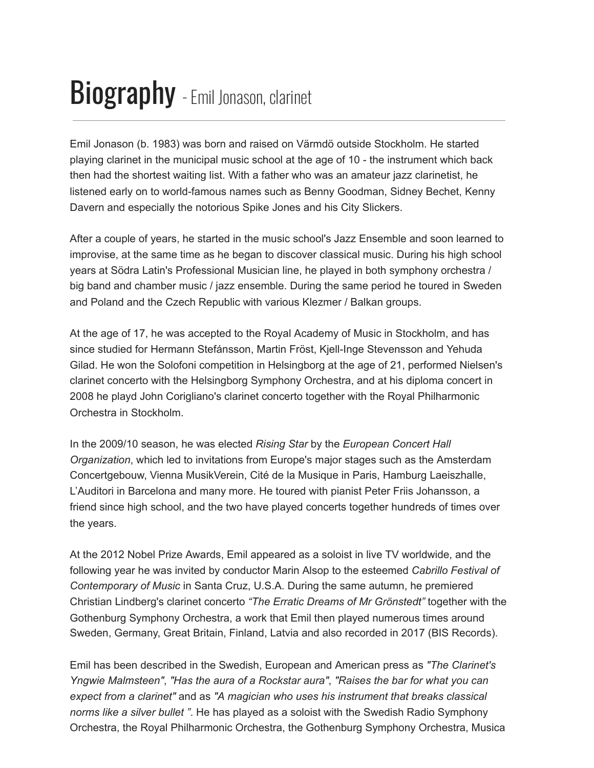# Biography - Emil Jonason, clarinet

Emil Jonason (b. 1983) was born and raised on Värmdö outside Stockholm. He started playing clarinet in the municipal music school at the age of 10 - the instrument which back then had the shortest waiting list. With a father who was an amateur jazz clarinetist, he listened early on to world-famous names such as Benny Goodman, Sidney Bechet, Kenny Davern and especially the notorious Spike Jones and his City Slickers.

After a couple of years, he started in the music school's Jazz Ensemble and soon learned to improvise, at the same time as he began to discover classical music. During his high school years at Södra Latin's Professional Musician line, he played in both symphony orchestra / big band and chamber music / jazz ensemble. During the same period he toured in Sweden and Poland and the Czech Republic with various Klezmer / Balkan groups.

At the age of 17, he was accepted to the Royal Academy of Music in Stockholm, and has since studied for Hermann Stefánsson, Martin Fröst, Kjell-Inge Stevensson and Yehuda Gilad. He won the Solofoni competition in Helsingborg at the age of 21, performed Nielsen's clarinet concerto with the Helsingborg Symphony Orchestra, and at his diploma concert in 2008 he playd John Corigliano's clarinet concerto together with the Royal Philharmonic Orchestra in Stockholm.

In the 2009/10 season, he was elected *Rising Star* by the *European Concert Hall Organization*, which led to invitations from Europe's major stages such as the Amsterdam Concertgebouw, Vienna MusikVerein, Cité de la Musique in Paris, Hamburg Laeiszhalle, L'Auditori in Barcelona and many more. He toured with pianist Peter Friis Johansson, a friend since high school, and the two have played concerts together hundreds of times over the years.

At the 2012 Nobel Prize Awards, Emil appeared as a soloist in live TV worldwide, and the following year he was invited by conductor Marin Alsop to the esteemed *Cabrillo Festival of Contemporary of Music* in Santa Cruz, U.S.A. During the same autumn, he premiered Christian Lindberg's clarinet concerto *"The Erratic Dreams of Mr Grönstedt"* together with the Gothenburg Symphony Orchestra, a work that Emil then played numerous times around Sweden, Germany, Great Britain, Finland, Latvia and also recorded in 2017 (BIS Records).

Emil has been described in the Swedish, European and American press as *"The Clarinet's Yngwie Malmsteen"*, *"Has the aura of a Rockstar aura"*, *"Raises the bar for what you can expect from a clarinet"* and as *"A magician who uses his instrument that breaks classical norms like a silver bullet "*. He has played as a soloist with the Swedish Radio Symphony Orchestra, the Royal Philharmonic Orchestra, the Gothenburg Symphony Orchestra, Musica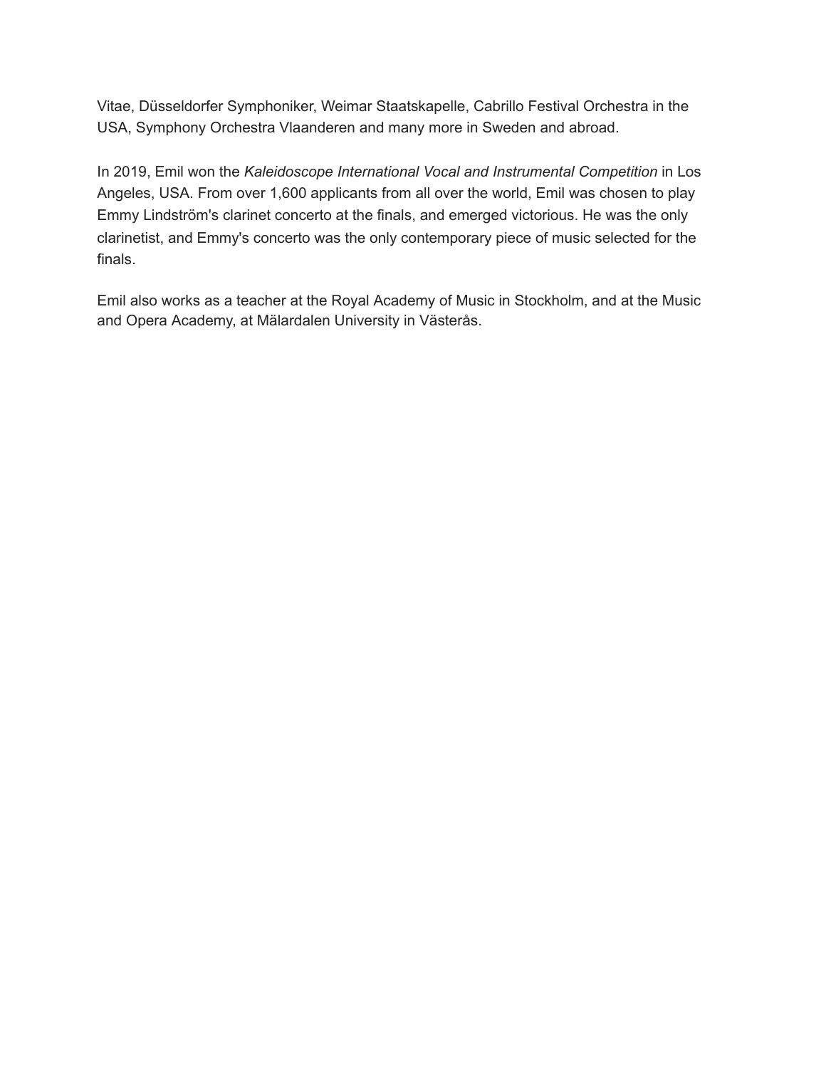Vitae, Düsseldorfer Symphoniker, Weimar Staatskapelle, Cabrillo Festival Orchestra in the USA, Symphony Orchestra Vlaanderen and many more in Sweden and abroad.

In 2019, Emil won the *Kaleidoscope International Vocal and Instrumental Competition* in Los Angeles, USA. From over 1,600 applicants from all over the world, Emil was chosen to play Emmy Lindström's clarinet concerto at the finals, and emerged victorious. He was the only clarinetist, and Emmy's concerto was the only contemporary piece of music selected for the finals.

Emil also works as a teacher at the Royal Academy of Music in Stockholm, and at the Music and Opera Academy, at Mälardalen University in Västerås.